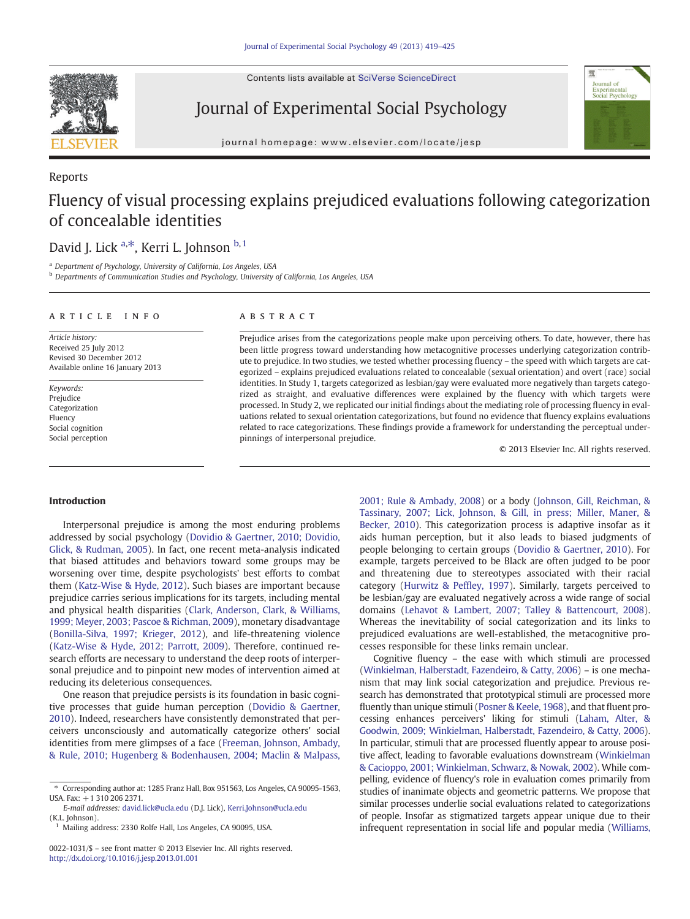Contents lists available at SciVerse ScienceDirect

Journal of Experimental Social Psychology

journal homepage: www.elsevier.com/locate/jesp

Reports

# Fluency of visual processing explains prejudiced evaluations following categorization of concealable identities

David J. Lick [a,*], Kerri L. Johnson [b,1]

[a] Department of Psychology, University of California, Los Angeles, USA
[b] Departments of Communication Studies and Psychology, University of California, Los Angeles, USA

**ARTICLE INFO**

*Article history:*
Received 25 July 2012
Revised 30 December 2012
Available online 16 January 2013

*Keywords:*
Prejudice
Categorization
Fluency
Social cognition
Social perception

**ABSTRACT**

Prejudice arises from the categorizations people make upon perceiving others. To date, however, there has been little progress toward understanding how metacognitive processes underlying categorization contribute to prejudice. In two studies, we tested whether processing fluency – the speed with which targets are categorized – explains prejudiced evaluations related to concealable (sexual orientation) and overt (race) social identities. In Study 1, targets categorized as lesbian/gay were evaluated more negatively than targets categorized as straight, and evaluative differences were explained by the fluency with which targets were processed. In Study 2, we replicated our initial findings about the mediating role of processing fluency in evaluations related to sexual orientation categorizations, but found no evidence that fluency explains evaluations related to race categorizations. These findings provide a framework for understanding the perceptual underpinnings of interpersonal prejudice.

© 2013 Elsevier Inc. All rights reserved.

## Introduction

Interpersonal prejudice is among the most enduring problems addressed by social psychology (Dovidio & Gaertner, 2010; Dovidio, Glick, & Rudman, 2005). In fact, one recent meta-analysis indicated that biased attitudes and behaviors toward some groups may be worsening over time, despite psychologists' best efforts to combat them (Katz-Wise & Hyde, 2012). Such biases are important because prejudice carries serious implications for its targets, including mental and physical health disparities (Clark, Anderson, Clark, & Williams, 1999; Meyer, 2003; Pascoe & Richman, 2009), monetary disadvantage (Bonilla-Silva, 1997; Krieger, 2012), and life-threatening violence (Katz-Wise & Hyde, 2012; Parrott, 2009). Therefore, continued research efforts are necessary to understand the deep roots of interpersonal prejudice and to pinpoint new modes of intervention aimed at reducing its deleterious consequences.

One reason that prejudice persists is its foundation in basic cognitive processes that guide human perception (Dovidio & Gaertner, 2010). Indeed, researchers have consistently demonstrated that perceivers unconsciously and automatically categorize others' social identities from mere glimpses of a face (Freeman, Johnson, Ambady, & Rule, 2010; Hugenberg & Bodenhausen, 2004; Maclin & Malpass, 2001; Rule & Ambady, 2008) or a body (Johnson, Gill, Reichman, & Tassinary, 2007; Lick, Johnson, & Gill, in press; Miller, Maner, & Becker, 2010). This categorization process is adaptive insofar as it aids human perception, but it also leads to biased judgments of people belonging to certain groups (Dovidio & Gaertner, 2010). For example, targets perceived to be Black are often judged to be poor and threatening due to stereotypes associated with their racial category (Hurwitz & Peffley, 1997). Similarly, targets perceived to be lesbian/gay are evaluated negatively across a wide range of social domains (Lehavot & Lambert, 2007; Talley & Battencourt, 2008). Whereas the inevitability of social categorization and its links to prejudiced evaluations are well-established, the metacognitive processes responsible for these links remain unclear.

Cognitive fluency – the ease with which stimuli are processed (Winkielman, Halberstadt, Fazendeiro, & Catty, 2006) – is one mechanism that may link social categorization and prejudice. Previous research has demonstrated that prototypical stimuli are processed more fluently than unique stimuli (Posner & Keele, 1968), and that fluent processing enhances perceivers' liking for stimuli (Laham, Alter, & Goodwin, 2009; Winkielman, Halberstadt, Fazendeiro, & Catty, 2006). In particular, stimuli that are processed fluently appear to arouse positive affect, leading to favorable evaluations downstream (Winkielman & Cacioppo, 2001; Winkielman, Schwarz, & Nowak, 2002). While compelling, evidence of fluency's role in evaluation comes primarily from studies of inanimate objects and geometric patterns. We propose that similar processes underlie social evaluations related to categorizations of people. Insofar as stigmatized targets appear unique due to their infrequent representation in social life and popular media (Williams,

* Corresponding author at: 1285 Franz Hall, Box 951563, Los Angeles, CA 90095-1563, USA. Fax: +1 310 206 2371.
E-mail addresses: david.lick@ucla.edu (D.J. Lick), Kerri.Johnson@ucla.edu (K.L. Johnson).
[1] Mailing address: 2330 Rolfe Hall, Los Angeles, CA 90095, USA.

0022-1031/$ – see front matter © 2013 Elsevier Inc. All rights reserved.
http://dx.doi.org/10.1016/j.jesp.2013.01.001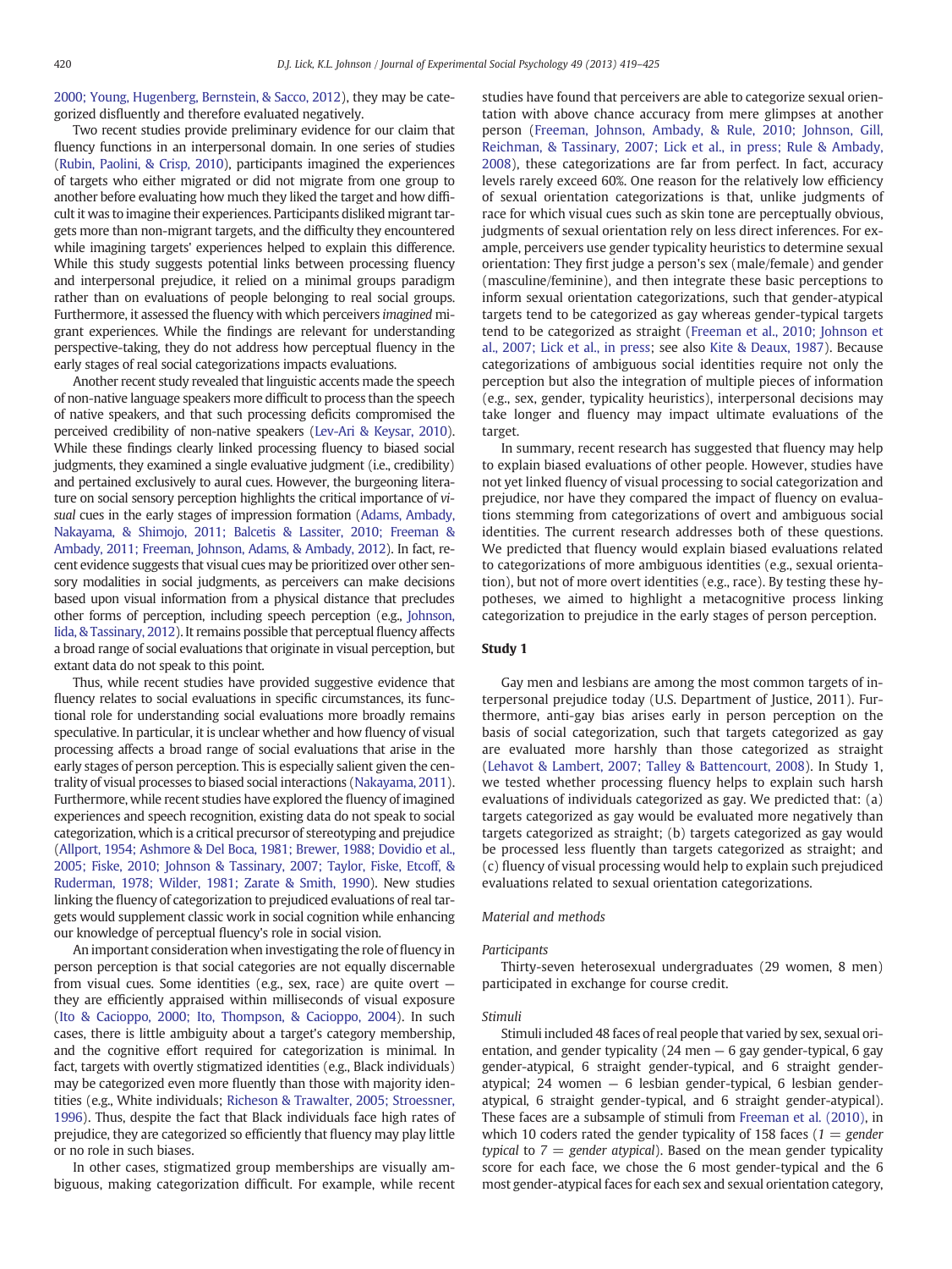2000; Young, Hugenberg, Bernstein, & Sacco, 2012), they may be categorized disfluently and therefore evaluated negatively.

Two recent studies provide preliminary evidence for our claim that fluency functions in an interpersonal domain. In one series of studies (Rubin, Paolini, & Crisp, 2010), participants imagined the experiences of targets who either migrated or did not migrate from one group to another before evaluating how much they liked the target and how difficult it was to imagine their experiences. Participants disliked migrant targets more than non-migrant targets, and the difficulty they encountered while imagining targets' experiences helped to explain this difference. While this study suggests potential links between processing fluency and interpersonal prejudice, it relied on a minimal groups paradigm rather than on evaluations of people belonging to real social groups. Furthermore, it assessed the fluency with which perceivers *imagined* migrant experiences. While the findings are relevant for understanding perspective-taking, they do not address how perceptual fluency in the early stages of real social categorizations impacts evaluations.

Another recent study revealed that linguistic accents made the speech of non-native language speakers more difficult to process than the speech of native speakers, and that such processing deficits compromised the perceived credibility of non-native speakers (Lev-Ari & Keysar, 2010). While these findings clearly linked processing fluency to biased social judgments, they examined a single evaluative judgment (i.e., credibility) and pertained exclusively to aural cues. However, the burgeoning literature on social sensory perception highlights the critical importance of *visual* cues in the early stages of impression formation (Adams, Ambady, Nakayama, & Shimojo, 2011; Balcetis & Lassiter, 2010; Freeman & Ambady, 2011; Freeman, Johnson, Adams, & Ambady, 2012). In fact, recent evidence suggests that visual cues may be prioritized over other sensory modalities in social judgments, as perceivers can make decisions based upon visual information from a physical distance that precludes other forms of perception, including speech perception (e.g., Johnson, Iida, & Tassinary, 2012). It remains possible that perceptual fluency affects a broad range of social evaluations that originate in visual perception, but extant data do not speak to this point.

Thus, while recent studies have provided suggestive evidence that fluency relates to social evaluations in specific circumstances, its functional role for understanding social evaluations more broadly remains speculative. In particular, it is unclear whether and how fluency of visual processing affects a broad range of social evaluations that arise in the early stages of person perception. This is especially salient given the centrality of visual processes to biased social interactions (Nakayama, 2011). Furthermore, while recent studies have explored the fluency of imagined experiences and speech recognition, existing data do not speak to social categorization, which is a critical precursor of stereotyping and prejudice (Allport, 1954; Ashmore & Del Boca, 1981; Brewer, 1988; Dovidio et al., 2005; Fiske, 2010; Johnson & Tassinary, 2007; Taylor, Fiske, Etcoff, & Ruderman, 1978; Wilder, 1981; Zarate & Smith, 1990). New studies linking the fluency of categorization to prejudiced evaluations of real targets would supplement classic work in social cognition while enhancing our knowledge of perceptual fluency's role in social vision.

An important consideration when investigating the role of fluency in person perception is that social categories are not equally discernable from visual cues. Some identities (e.g., sex, race) are quite overt — they are efficiently appraised within milliseconds of visual exposure (Ito & Cacioppo, 2000; Ito, Thompson, & Cacioppo, 2004). In such cases, there is little ambiguity about a target's category membership, and the cognitive effort required for categorization is minimal. In fact, targets with overtly stigmatized identities (e.g., Black individuals) may be categorized even more fluently than those with majority identities (e.g., White individuals; Richeson & Trawalter, 2005; Stroessner, 1996). Thus, despite the fact that Black individuals face high rates of prejudice, they are categorized so efficiently that fluency may play little or no role in such biases.

In other cases, stigmatized group memberships are visually ambiguous, making categorization difficult. For example, while recent studies have found that perceivers are able to categorize sexual orientation with above chance accuracy from mere glimpses at another person (Freeman, Johnson, Ambady, & Rule, 2010; Johnson, Gill, Reichman, & Tassinary, 2007; Lick et al., in press; Rule & Ambady, 2008), these categorizations are far from perfect. In fact, accuracy levels rarely exceed 60%. One reason for the relatively low efficiency of sexual orientation categorizations is that, unlike judgments of race for which visual cues such as skin tone are perceptually obvious, judgments of sexual orientation rely on less direct inferences. For example, perceivers use gender typicality heuristics to determine sexual orientation: They first judge a person's sex (male/female) and gender (masculine/feminine), and then integrate these basic perceptions to inform sexual orientation categorizations, such that gender-atypical targets tend to be categorized as gay whereas gender-typical targets tend to be categorized as straight (Freeman et al., 2010; Johnson et al., 2007; Lick et al., in press; see also Kite & Deaux, 1987). Because categorizations of ambiguous social identities require not only the perception but also the integration of multiple pieces of information (e.g., sex, gender, typicality heuristics), interpersonal decisions may take longer and fluency may impact ultimate evaluations of the target.

In summary, recent research has suggested that fluency may help to explain biased evaluations of other people. However, studies have not yet linked fluency of visual processing to social categorization and prejudice, nor have they compared the impact of fluency on evaluations stemming from categorizations of overt and ambiguous social identities. The current research addresses both of these questions. We predicted that fluency would explain biased evaluations related to categorizations of more ambiguous identities (e.g., sexual orientation), but not of more overt identities (e.g., race). By testing these hypotheses, we aimed to highlight a metacognitive process linking categorization to prejudice in the early stages of person perception.

## Study 1

Gay men and lesbians are among the most common targets of interpersonal prejudice today (U.S. Department of Justice, 2011). Furthermore, anti-gay bias arises early in person perception on the basis of social categorization, such that targets categorized as gay are evaluated more harshly than those categorized as straight (Lehavot & Lambert, 2007; Talley & Battencourt, 2008). In Study 1, we tested whether processing fluency helps to explain such harsh evaluations of individuals categorized as gay. We predicted that: (a) targets categorized as gay would be evaluated more negatively than targets categorized as straight; (b) targets categorized as gay would be processed less fluently than targets categorized as straight; and (c) fluency of visual processing would help to explain such prejudiced evaluations related to sexual orientation categorizations.

### *Material and methods*

#### *Participants*

Thirty-seven heterosexual undergraduates (29 women, 8 men) participated in exchange for course credit.

#### *Stimuli*

Stimuli included 48 faces of real people that varied by sex, sexual orientation, and gender typicality (24 men — 6 gay gender-typical, 6 gay gender-atypical, 6 straight gender-typical, and 6 straight gender-atypical; 24 women — 6 lesbian gender-typical, 6 lesbian gender-atypical, 6 straight gender-typical, and 6 straight gender-atypical). These faces are a subsample of stimuli from Freeman et al. (2010), in which 10 coders rated the gender typicality of 158 faces (1 = *gender typical* to 7 = *gender atypical*). Based on the mean gender typicality score for each face, we chose the 6 most gender-typical and the 6 most gender-atypical faces for each sex and sexual orientation category,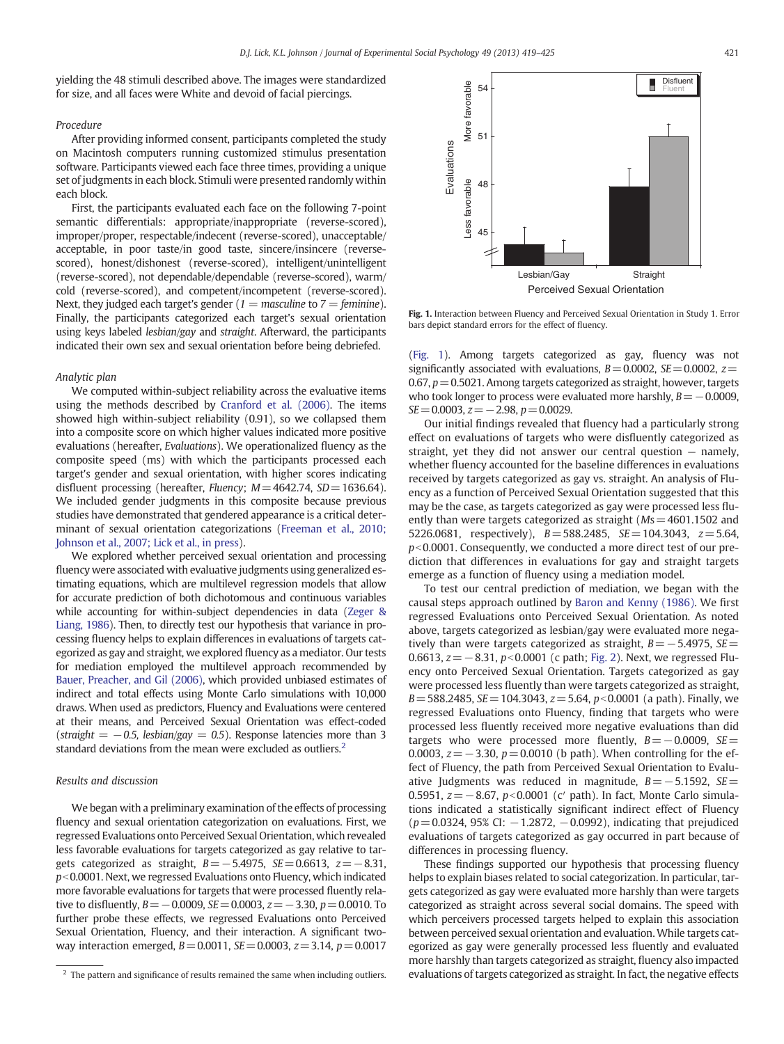yielding the 48 stimuli described above. The images were standardized for size, and all faces were White and devoid of facial piercings.

*Procedure*

After providing informed consent, participants completed the study on Macintosh computers running customized stimulus presentation software. Participants viewed each face three times, providing a unique set of judgments in each block. Stimuli were presented randomly within each block.

First, the participants evaluated each face on the following 7-point semantic differentials: appropriate/inappropriate (reverse-scored), improper/proper, respectable/indecent (reverse-scored), unacceptable/acceptable, in poor taste/in good taste, sincere/insincere (reverse-scored), honest/dishonest (reverse-scored), intelligent/unintelligent (reverse-scored), not dependable/dependable (reverse-scored), warm/cold (reverse-scored), and competent/incompetent (reverse-scored). Next, they judged each target's gender (*1 = masculine* to *7 = feminine*). Finally, the participants categorized each target's sexual orientation using keys labeled *lesbian/gay* and *straight*. Afterward, the participants indicated their own sex and sexual orientation before being debriefed.

*Analytic plan*

We computed within-subject reliability across the evaluative items using the methods described by Cranford et al. (2006). The items showed high within-subject reliability (0.91), so we collapsed them into a composite score on which higher values indicated more positive evaluations (hereafter, *Evaluations*). We operationalized fluency as the composite speed (ms) with which the participants processed each target's gender and sexual orientation, with higher scores indicating disfluent processing (hereafter, *Fluency*; $M = 4642.74$, $SD = 1636.64$). We included gender judgments in this composite because previous studies have demonstrated that gendered appearance is a critical determinant of sexual orientation categorizations (Freeman et al., 2010; Johnson et al., 2007; Lick et al., in press).

We explored whether perceived sexual orientation and processing fluency were associated with evaluative judgments using generalized estimating equations, which are multilevel regression models that allow for accurate prediction of both dichotomous and continuous variables while accounting for within-subject dependencies in data (Zeger & Liang, 1986). Then, to directly test our hypothesis that variance in processing fluency helps to explain differences in evaluations of targets categorized as gay and straight, we explored fluency as a mediator. Our tests for mediation employed the multilevel approach recommended by Bauer, Preacher, and Gil (2006), which provided unbiased estimates of indirect and total effects using Monte Carlo simulations with 10,000 draws. When used as predictors, Fluency and Evaluations were centered at their means, and Perceived Sexual Orientation was effect-coded (*straight = −0.5, lesbian/gay = 0.5*). Response latencies more than 3 standard deviations from the mean were excluded as outliers.[2]

*Results and discussion*

We began with a preliminary examination of the effects of processing fluency and sexual orientation categorization on evaluations. First, we regressed Evaluations onto Perceived Sexual Orientation, which revealed less favorable evaluations for targets categorized as gay relative to targets categorized as straight, $B = -5.4975$, $SE = 0.6613$, $z = -8.31$, $p < 0.0001$. Next, we regressed Evaluations onto Fluency, which indicated more favorable evaluations for targets that were processed fluently relative to disfluently, $B = -0.0009$, $SE = 0.0003$, $z = -3.30$, $p = 0.0010$. To further probe these effects, we regressed Evaluations onto Perceived Sexual Orientation, Fluency, and their interaction. A significant two-way interaction emerged, $B = 0.0011$, $SE = 0.0003$, $z = 3.14$, $p = 0.0017$ (Fig. 1). Among targets categorized as gay, fluency was not significantly associated with evaluations, $B = 0.0002$, $SE = 0.0002$, $z = 0.67$, $p = 0.5021$. Among targets categorized as straight, however, targets who took longer to process were evaluated more harshly, $B = -0.0009$, $SE = 0.0003$, $z = -2.98$, $p = 0.0029$.

**Fig. 1.** Interaction between Fluency and Perceived Sexual Orientation in Study 1. Error bars depict standard errors for the effect of fluency.

Our initial findings revealed that fluency had a particularly strong effect on evaluations of targets who were disfluently categorized as straight, yet they did not answer our central question — namely, whether fluency accounted for the baseline differences in evaluations received by targets categorized as gay vs. straight. An analysis of Fluency as a function of Perceived Sexual Orientation suggested that this may be the case, as targets categorized as gay were processed less fluently than were targets categorized as straight ($Ms = 4601.1502$ and $5226.0681$, respectively), $B = 588.2485$, $SE = 104.3043$, $z = 5.64$, $p < 0.0001$. Consequently, we conducted a more direct test of our prediction that differences in evaluations for gay and straight targets emerge as a function of fluency using a mediation model.

To test our central prediction of mediation, we began with the causal steps approach outlined by Baron and Kenny (1986). We first regressed Evaluations onto Perceived Sexual Orientation. As noted above, targets categorized as lesbian/gay were evaluated more negatively than were targets categorized as straight, $B = -5.4975$, $SE = 0.6613$, $z = -8.31$, $p < 0.0001$ (c path; Fig. 2). Next, we regressed Fluency onto Perceived Sexual Orientation. Targets categorized as gay were processed less fluently than were targets categorized as straight, $B = 588.2485$, $SE = 104.3043$, $z = 5.64$, $p < 0.0001$ (a path). Finally, we regressed Evaluations onto Fluency, finding that targets who were processed less fluently received more negative evaluations than did targets who were processed more fluently, $B = -0.0009$, $SE = 0.0003$, $z = -3.30$, $p = 0.0010$ (b path). When controlling for the effect of Fluency, the path from Perceived Sexual Orientation to Evaluative Judgments was reduced in magnitude, $B = -5.1592$, $SE = 0.5951$, $z = -8.67$, $p < 0.0001$ (c′ path). In fact, Monte Carlo simulations indicated a statistically significant indirect effect of Fluency ($p = 0.0324$, 95% CI: $-1.2872$, $-0.0992$), indicating that prejudiced evaluations of targets categorized as gay occurred in part because of differences in processing fluency.

These findings supported our hypothesis that processing fluency helps to explain biases related to social categorization. In particular, targets categorized as gay were evaluated more harshly than were targets categorized as straight across several social domains. The speed with which perceivers processed targets helped to explain this association between perceived sexual orientation and evaluation. While targets categorized as gay were generally processed less fluently and evaluated more harshly than targets categorized as straight, fluency also impacted evaluations of targets categorized as straight. In fact, the negative effects

[2] The pattern and significance of results remained the same when including outliers.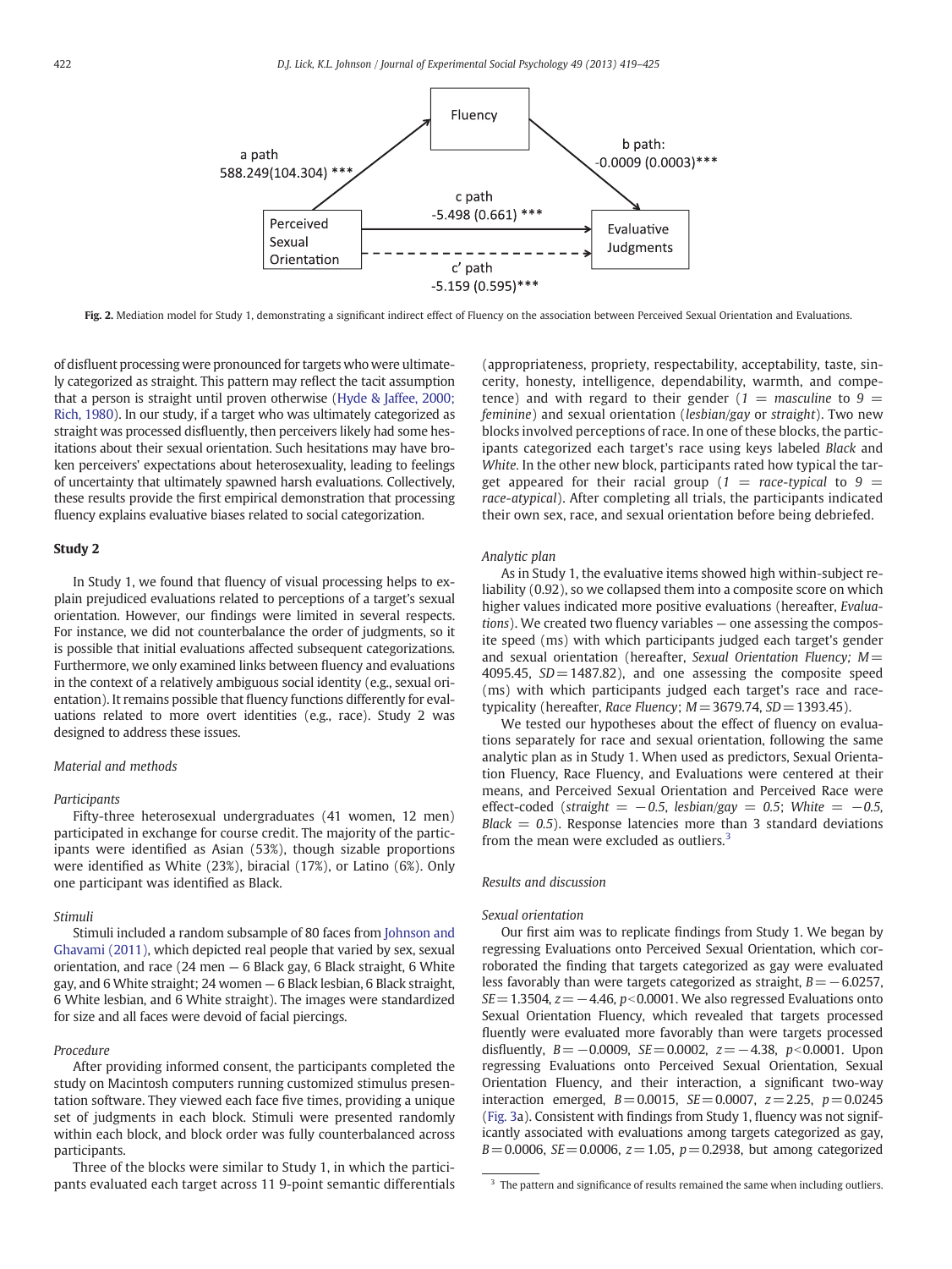Fluency

a path
588.249(104.304) ***

b path:
-0.0009 (0.0003)***

c path
-5.498 (0.661) ***

Perceived Sexual Orientation

Evaluative Judgments

c′ path
-5.159 (0.595)***

**Fig. 2.** Mediation model for Study 1, demonstrating a significant indirect effect of Fluency on the association between Perceived Sexual Orientation and Evaluations.

of disfluent processing were pronounced for targets who were ultimately categorized as straight. This pattern may reflect the tacit assumption that a person is straight until proven otherwise (Hyde & Jaffee, 2000; Rich, 1980). In our study, if a target who was ultimately categorized as straight was processed disfluently, then perceivers likely had some hesitations about their sexual orientation. Such hesitations may have broken perceivers' expectations about heterosexuality, leading to feelings of uncertainty that ultimately spawned harsh evaluations. Collectively, these results provide the first empirical demonstration that processing fluency explains evaluative biases related to social categorization.

## Study 2

In Study 1, we found that fluency of visual processing helps to explain prejudiced evaluations related to perceptions of a target's sexual orientation. However, our findings were limited in several respects. For instance, we did not counterbalance the order of judgments, so it is possible that initial evaluations affected subsequent categorizations. Furthermore, we only examined links between fluency and evaluations in the context of a relatively ambiguous social identity (e.g., sexual orientation). It remains possible that fluency functions differently for evaluations related to more overt identities (e.g., race). Study 2 was designed to address these issues.

### Material and methods

#### Participants

Fifty-three heterosexual undergraduates (41 women, 12 men) participated in exchange for course credit. The majority of the participants were identified as Asian (53%), though sizable proportions were identified as White (23%), biracial (17%), or Latino (6%). Only one participant was identified as Black.

#### Stimuli

Stimuli included a random subsample of 80 faces from Johnson and Ghavami (2011), which depicted real people that varied by sex, sexual orientation, and race (24 men — 6 Black gay, 6 Black straight, 6 White gay, and 6 White straight; 24 women — 6 Black lesbian, 6 Black straight, 6 White lesbian, and 6 White straight). The images were standardized for size and all faces were devoid of facial piercings.

#### Procedure

After providing informed consent, the participants completed the study on Macintosh computers running customized stimulus presentation software. They viewed each face five times, providing a unique set of judgments in each block. Stimuli were presented randomly within each block, and block order was fully counterbalanced across participants.

Three of the blocks were similar to Study 1, in which the participants evaluated each target across 11 9-point semantic differentials (appropriateness, propriety, respectability, acceptability, taste, sincerity, honesty, intelligence, dependability, warmth, and competence) and with regard to their gender (*1 = masculine* to *9 = feminine*) and sexual orientation (*lesbian/gay* or *straight*). Two new blocks involved perceptions of race. In one of these blocks, the participants categorized each target's race using keys labeled *Black* and *White*. In the other new block, participants rated how typical the target appeared for their racial group (*1 = race-typical* to *9 = race-atypical*). After completing all trials, the participants indicated their own sex, race, and sexual orientation before being debriefed.

#### Analytic plan

As in Study 1, the evaluative items showed high within-subject reliability (0.92), so we collapsed them into a composite score on which higher values indicated more positive evaluations (hereafter, *Evaluations*). We created two fluency variables — one assessing the composite speed (ms) with which participants judged each target's gender and sexual orientation (hereafter, *Sexual Orientation Fluency*; $M = 4095.45$, $SD = 1487.82$), and one assessing the composite speed (ms) with which participants judged each target's race and race-typicality (hereafter, *Race Fluency*; $M = 3679.74$, $SD = 1393.45$).

We tested our hypotheses about the effect of fluency on evaluations separately for race and sexual orientation, following the same analytic plan as in Study 1. When used as predictors, Sexual Orientation Fluency, Race Fluency, and Evaluations were centered at their means, and Perceived Sexual Orientation and Perceived Race were effect-coded (*straight = −0.5*, *lesbian/gay = 0.5*; *White = −0.5*, *Black = 0.5*). Response latencies more than 3 standard deviations from the mean were excluded as outliers.[3]

### Results and discussion

#### Sexual orientation

Our first aim was to replicate findings from Study 1. We began by regressing Evaluations onto Perceived Sexual Orientation, which corroborated the finding that targets categorized as gay were evaluated less favorably than were targets categorized as straight, $B = -6.0257$, $SE = 1.3504$, $z = -4.46$, $p < 0.0001$. We also regressed Evaluations onto Sexual Orientation Fluency, which revealed that targets processed fluently were evaluated more favorably than were targets processed disfluently, $B = -0.0009$, $SE = 0.0002$, $z = -4.38$, $p < 0.0001$. Upon regressing Evaluations onto Perceived Sexual Orientation, Sexual Orientation Fluency, and their interaction, a significant two-way interaction emerged, $B = 0.0015$, $SE = 0.0007$, $z = 2.25$, $p = 0.0245$ (Fig. 3a). Consistent with findings from Study 1, fluency was not significantly associated with evaluations among targets categorized as gay, $B = 0.0006$, $SE = 0.0006$, $z = 1.05$, $p = 0.2938$, but among categorized

[3] The pattern and significance of results remained the same when including outliers.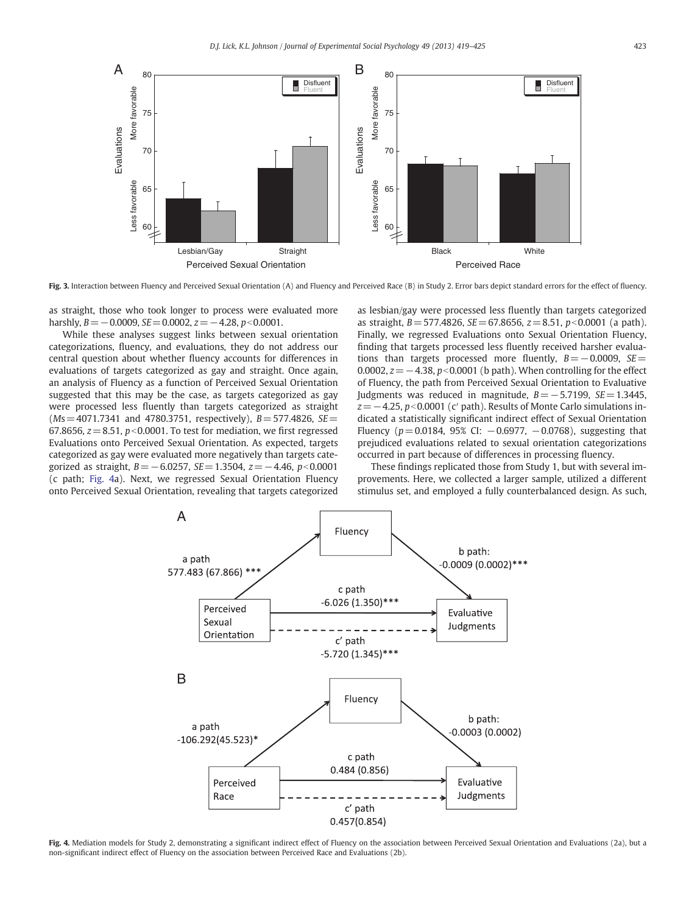Fig. 3. Interaction between Fluency and Perceived Sexual Orientation (A) and Fluency and Perceived Race (B) in Study 2. Error bars depict standard errors for the effect of fluency.

as straight, those who took longer to process were evaluated more harshly, $B = -0.0009$, $SE = 0.0002$, $z = -4.28$, $p < 0.0001$.

While these analyses suggest links between sexual orientation categorizations, fluency, and evaluations, they do not address our central question about whether fluency accounts for differences in evaluations of targets categorized as gay and straight. Once again, an analysis of Fluency as a function of Perceived Sexual Orientation suggested that this may be the case, as targets categorized as gay were processed less fluently than targets categorized as straight ($Ms = 4071.7341$ and $4780.3751$, respectively), $B = 577.4826$, $SE = 67.8656$, $z = 8.51$, $p < 0.0001$. To test for mediation, we first regressed Evaluations onto Perceived Sexual Orientation. As expected, targets categorized as gay were evaluated more negatively than targets categorized as straight, $B = -6.0257$, $SE = 1.3504$, $z = -4.46$, $p < 0.0001$ (c path; Fig. 4a). Next, we regressed Sexual Orientation Fluency onto Perceived Sexual Orientation, revealing that targets categorized as lesbian/gay were processed less fluently than targets categorized as straight, $B = 577.4826$, $SE = 67.8656$, $z = 8.51$, $p < 0.0001$ (a path). Finally, we regressed Evaluations onto Sexual Orientation Fluency, finding that targets processed less fluently received harsher evaluations than targets processed more fluently, $B = -0.0009$, $SE = 0.0002$, $z = -4.38$, $p < 0.0001$ (b path). When controlling for the effect of Fluency, the path from Perceived Sexual Orientation to Evaluative Judgments was reduced in magnitude, $B = -5.7199$, $SE = 1.3445$, $z = -4.25$, $p < 0.0001$ (c′ path). Results of Monte Carlo simulations indicated a statistically significant indirect effect of Sexual Orientation Fluency ($p = 0.0184$, 95% CI: $-0.6977$, $-0.0768$), suggesting that prejudiced evaluations related to sexual orientation categorizations occurred in part because of differences in processing fluency.

These findings replicated those from Study 1, but with several improvements. Here, we collected a larger sample, utilized a different stimulus set, and employed a fully counterbalanced design. As such,

Fig. 4. Mediation models for Study 2, demonstrating a significant indirect effect of Fluency on the association between Perceived Sexual Orientation and Evaluations (2a), but a non-significant indirect effect of Fluency on the association between Perceived Race and Evaluations (2b).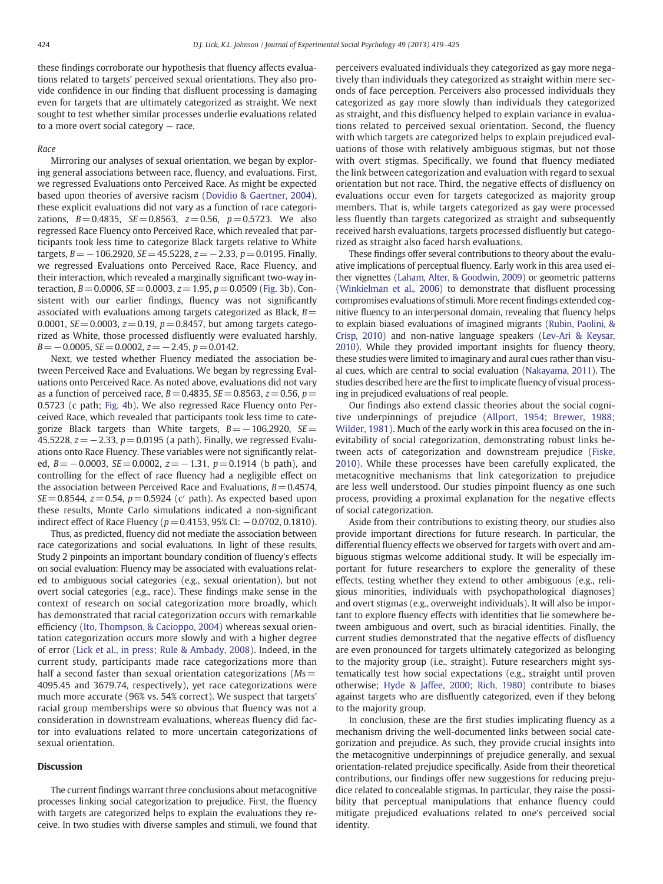these findings corroborate our hypothesis that fluency affects evaluations related to targets' perceived sexual orientations. They also provide confidence in our finding that disfluent processing is damaging even for targets that are ultimately categorized as straight. We next sought to test whether similar processes underlie evaluations related to a more overt social category — race.

### Race

Mirroring our analyses of sexual orientation, we began by exploring general associations between race, fluency, and evaluations. First, we regressed Evaluations onto Perceived Race. As might be expected based upon theories of aversive racism (Dovidio & Gaertner, 2004), these explicit evaluations did not vary as a function of race categorizations, $B = 0.4835$, $SE = 0.8563$, $z = 0.56$, $p = 0.5723$. We also regressed Race Fluency onto Perceived Race, which revealed that participants took less time to categorize Black targets relative to White targets, $B = -106.2920$, $SE = 45.5228$, $z = -2.33$, $p = 0.0195$. Finally, we regressed Evaluations onto Perceived Race, Race Fluency, and their interaction, which revealed a marginally significant two-way interaction, $B = 0.0006$, $SE = 0.0003$, $z = 1.95$, $p = 0.0509$ (Fig. 3b). Consistent with our earlier findings, fluency was not significantly associated with evaluations among targets categorized as Black, $B = 0.0001$, $SE = 0.0003$, $z = 0.19$, $p = 0.8457$, but among targets categorized as White, those processed disfluently were evaluated harshly, $B = -0.0005$, $SE = 0.0002$, $z = -2.45$, $p = 0.0142$.

Next, we tested whether Fluency mediated the association between Perceived Race and Evaluations. We began by regressing Evaluations onto Perceived Race. As noted above, evaluations did not vary as a function of perceived race, $B = 0.4835$, $SE = 0.8563$, $z = 0.56$, $p = 0.5723$ (c path; Fig. 4b). We also regressed Race Fluency onto Perceived Race, which revealed that participants took less time to categorize Black targets than White targets, $B = -106.2920$, $SE = 45.5228$, $z = -2.33$, $p = 0.0195$ (a path). Finally, we regressed Evaluations onto Race Fluency. These variables were not significantly related, $B = -0.0003$, $SE = 0.0002$, $z = -1.31$, $p = 0.1914$ (b path), and controlling for the effect of race fluency had a negligible effect on the association between Perceived Race and Evaluations, $B = 0.4574$, $SE = 0.8544$, $z = 0.54$, $p = 0.5924$ (c′ path). As expected based upon these results, Monte Carlo simulations indicated a non-significant indirect effect of Race Fluency ($p = 0.4153$, 95% CI: $-0.0702$, $0.1810$).

Thus, as predicted, fluency did not mediate the association between race categorizations and social evaluations. In light of these results, Study 2 pinpoints an important boundary condition of fluency's effects on social evaluation: Fluency may be associated with evaluations related to ambiguous social categories (e.g., sexual orientation), but not overt social categories (e.g., race). These findings make sense in the context of research on social categorization more broadly, which has demonstrated that racial categorization occurs with remarkable efficiency (Ito, Thompson, & Cacioppo, 2004) whereas sexual orientation categorization occurs more slowly and with a higher degree of error (Lick et al., in press; Rule & Ambady, 2008). Indeed, in the current study, participants made race categorizations more than half a second faster than sexual orientation categorizations ($Ms = 4095.45$ and $3679.74$, respectively), yet race categorizations were much more accurate (96% vs. 54% correct). We suspect that targets' racial group memberships were so obvious that fluency was not a consideration in downstream evaluations, whereas fluency did factor into evaluations related to more uncertain categorizations of sexual orientation.

## Discussion

The current findings warrant three conclusions about metacognitive processes linking social categorization to prejudice. First, the fluency with targets are categorized helps to explain the evaluations they receive. In two studies with diverse samples and stimuli, we found that perceivers evaluated individuals they categorized as gay more negatively than individuals they categorized as straight within mere seconds of face perception. Perceivers also processed individuals they categorized as gay more slowly than individuals they categorized as straight, and this disfluency helped to explain variance in evaluations related to perceived sexual orientation. Second, the fluency with which targets are categorized helps to explain prejudiced evaluations of those with relatively ambiguous stigmas, but not those with overt stigmas. Specifically, we found that fluency mediated the link between categorization and evaluation with regard to sexual orientation but not race. Third, the negative effects of disfluency on evaluations occur even for targets categorized as majority group members. That is, while targets categorized as gay were processed less fluently than targets categorized as straight and subsequently received harsh evaluations, targets processed disfluently but categorized as straight also faced harsh evaluations.

These findings offer several contributions to theory about the evaluative implications of perceptual fluency. Early work in this area used either vignettes (Laham, Alter, & Goodwin, 2009) or geometric patterns (Winkielman et al., 2006) to demonstrate that disfluent processing compromises evaluations of stimuli. More recent findings extended cognitive fluency to an interpersonal domain, revealing that fluency helps to explain biased evaluations of imagined migrants (Rubin, Paolini, & Crisp, 2010) and non-native language speakers (Lev-Ari & Keysar, 2010). While they provided important insights for fluency theory, these studies were limited to imaginary and aural cues rather than visual cues, which are central to social evaluation (Nakayama, 2011). The studies described here are the first to implicate fluency of visual processing in prejudiced evaluations of real people.

Our findings also extend classic theories about the social cognitive underpinnings of prejudice (Allport, 1954; Brewer, 1988; Wilder, 1981). Much of the early work in this area focused on the inevitability of social categorization, demonstrating robust links between acts of categorization and downstream prejudice (Fiske, 2010). While these processes have been carefully explicated, the metacognitive mechanisms that link categorization to prejudice are less well understood. Our studies pinpoint fluency as one such process, providing a proximal explanation for the negative effects of social categorization.

Aside from their contributions to existing theory, our studies also provide important directions for future research. In particular, the differential fluency effects we observed for targets with overt and ambiguous stigmas welcome additional study. It will be especially important for future researchers to explore the generality of these effects, testing whether they extend to other ambiguous (e.g., religious minorities, individuals with psychopathological diagnoses) and overt stigmas (e.g., overweight individuals). It will also be important to explore fluency effects with identities that lie somewhere between ambiguous and overt, such as biracial identities. Finally, the current studies demonstrated that the negative effects of disfluency are even pronounced for targets ultimately categorized as belonging to the majority group (i.e., straight). Future researchers might systematically test how social expectations (e.g., straight until proven otherwise; Hyde & Jaffee, 2000; Rich, 1980) contribute to biases against targets who are disfluently categorized, even if they belong to the majority group.

In conclusion, these are the first studies implicating fluency as a mechanism driving the well-documented links between social categorization and prejudice. As such, they provide crucial insights into the metacognitive underpinnings of prejudice generally, and sexual orientation-related prejudice specifically. Aside from their theoretical contributions, our findings offer new suggestions for reducing prejudice related to concealable stigmas. In particular, they raise the possibility that perceptual manipulations that enhance fluency could mitigate prejudiced evaluations related to one's perceived social identity.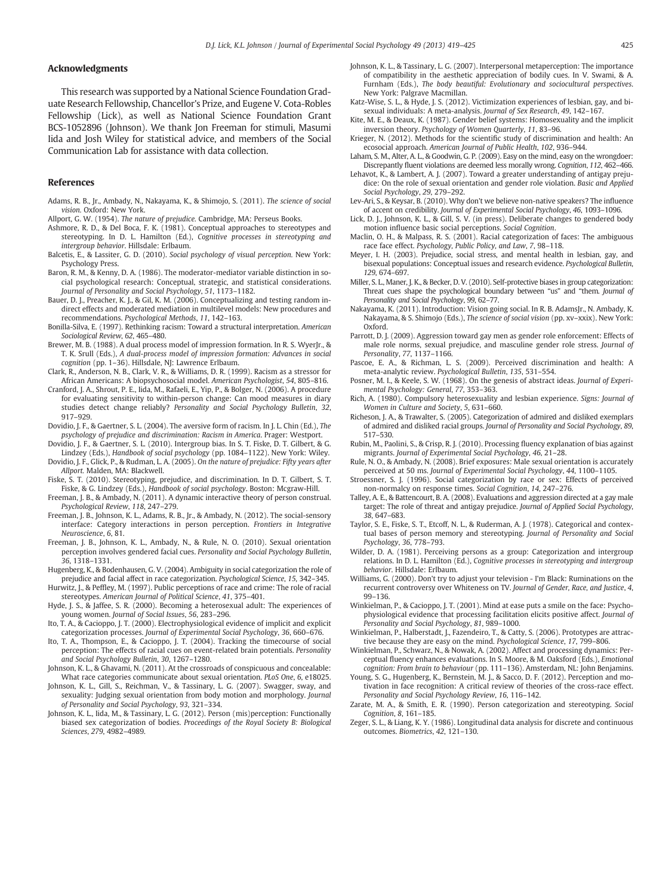## Acknowledgments

This research was supported by a National Science Foundation Graduate Research Fellowship, Chancellor's Prize, and Eugene V. Cota-Robles Fellowship (Lick), as well as National Science Foundation Grant BCS-1052896 (Johnson). We thank Jon Freeman for stimuli, Masumi Iida and Josh Wiley for statistical advice, and members of the Social Communication Lab for assistance with data collection.

## References

Adams, R. B., Jr., Ambady, N., Nakayama, K., & Shimojo, S. (2011). *The science of social vision.* Oxford: New York.

Allport, G. W. (1954). *The nature of prejudice.* Cambridge, MA: Perseus Books.

Ashmore, R. D., & Del Boca, F. K. (1981). Conceptual approaches to stereotypes and stereotyping. In D. L. Hamilton (Ed.), *Cognitive processes in stereotyping and intergroup behavior*. Hillsdale: Erlbaum.

Balcetis, E., & Lassiter, G. D. (2010). *Social psychology of visual perception.* New York: Psychology Press.

Baron, R. M., & Kenny, D. A. (1986). The moderator-mediator variable distinction in social psychological research: Conceptual, strategic, and statistical considerations. *Journal of Personality and Social Psychology*, *51*, 1173–1182.

Bauer, D. J., Preacher, K. J., & Gil, K. M. (2006). Conceptualizing and testing random indirect effects and moderated mediation in multilevel models: New procedures and recommendations. *Psychological Methods*, *11*, 142–163.

Bonilla-Silva, E. (1997). Rethinking racism: Toward a structural interpretation. *American Sociological Review*, *62*, 465–480.

Brewer, M. B. (1988). A dual process model of impression formation. In R. S. WyerJr., & T. K. Srull (Eds.), *A dual-process model of impression formation: Advances in social cognition* (pp. 1–36). Hillsdale, NJ: Lawrence Erlbaum.

Clark, R., Anderson, N. B., Clark, V. R., & Williams, D. R. (1999). Racism as a stressor for African Americans: A biopsychosocial model. *American Psychologist*, *54*, 805–816.

Cranford, J. A., Shrout, P. E., Iida, M., Rafaeli, E., Yip, P., & Bolger, N. (2006). A procedure for evaluating sensitivity to within-person change: Can mood measures in diary studies detect change reliably? *Personality and Social Psychology Bulletin*, *32*, 917–929.

Dovidio, J. F., & Gaertner, S. L. (2004). The aversive form of racism. In J. L. Chin (Ed.), *The psychology of prejudice and discrimination: Racism in America*. Prager: Westport.

Dovidio, J. F., & Gaertner, S. L. (2010). Intergroup bias. In S. T. Fiske, D. T. Gilbert, & G. Lindzey (Eds.), *Handbook of social psychology* (pp. 1084–1122). New York: Wiley.

Dovidio, J. F., Glick, P., & Rudman, L. A. (2005). *On the nature of prejudice: Fifty years after Allport.* Malden, MA: Blackwell.

Fiske, S. T. (2010). Stereotyping, prejudice, and discrimination. In D. T. Gilbert, S. T. Fiske, & G. Lindzey (Eds.), *Handbook of social psychology*. Boston: Mcgraw-Hill.

Freeman, J. B., & Ambady, N. (2011). A dynamic interactive theory of person construal. *Psychological Review*, *118*, 247–279.

Freeman, J. B., Johnson, K. L., Adams, R. B., Jr., & Ambady, N. (2012). The social-sensory interface: Category interactions in person perception. *Frontiers in Integrative Neuroscience*, *6*, 81.

Freeman, J. B., Johnson, K. L., Ambady, N., & Rule, N. O. (2010). Sexual orientation perception involves gendered facial cues. *Personality and Social Psychology Bulletin*, *36*, 1318–1331.

Hugenberg, K., & Bodenhausen, G. V. (2004). Ambiguity in social categorization the role of prejudice and facial affect in race categorization. *Psychological Science*, *15*, 342–345.

Hurwitz, J., & Peffley, M. (1997). Public perceptions of race and crime: The role of racial stereotypes. *American Journal of Political Science*, *41*, 375–401.

Hyde, J. S., & Jaffee, S. R. (2000). Becoming a heterosexual adult: The experiences of young women. *Journal of Social Issues*, *56*, 283–296.

Ito, T. A., & Cacioppo, J. T. (2000). Electrophysiological evidence of implicit and explicit categorization processes. *Journal of Experimental Social Psychology*, *36*, 660–676.

Ito, T. A., Thompson, E., & Cacioppo, J. T. (2004). Tracking the timecourse of social perception: The effects of racial cues on event-related brain potentials. *Personality and Social Psychology Bulletin*, *30*, 1267–1280.

Johnson, K. L., & Ghavami, N. (2011). At the crossroads of conspicuous and concealable: What race categories communicate about sexual orientation. *PLoS One*, *6*, e18025.

Johnson, K. L., Gill, S., Reichman, V., & Tassinary, L. G. (2007). Swagger, sway, and sexuality: Judging sexual orientation from body motion and morphology. *Journal of Personality and Social Psychology*, *93*, 321–334.

Johnson, K. L., Iida, M., & Tassinary, L. G. (2012). Person (mis)perception: Functionally biased sex categorization of bodies. *Proceedings of the Royal Society B: Biological Sciences*, *279*, 4982–4989.

Johnson, K. L., & Tassinary, L. G. (2007). Interpersonal metaperception: The importance of compatibility in the aesthetic appreciation of bodily cues. In V. Swami, & A. Furnham (Eds.), *The body beautiful: Evolutionary and sociocultural perspectives*. New York: Palgrave Macmillan.

Katz-Wise, S. L., & Hyde, J. S. (2012). Victimization experiences of lesbian, gay, and bisexual individuals: A meta-analysis. *Journal of Sex Research*, *49*, 142–167.

Kite, M. E., & Deaux, K. (1987). Gender belief systems: Homosexuality and the implicit inversion theory. *Psychology of Women Quarterly*, *11*, 83–96.

Krieger, N. (2012). Methods for the scientific study of discrimination and health: An ecosocial approach. *American Journal of Public Health*, *102*, 936–944.

Laham, S. M., Alter, A. L., & Goodwin, G. P. (2009). Easy on the mind, easy on the wrongdoer: Discrepantly fluent violations are deemed less morally wrong. *Cognition*, *112*, 462–466.

Lehavot, K., & Lambert, A. J. (2007). Toward a greater understanding of antigay prejudice: On the role of sexual orientation and gender role violation. *Basic and Applied Social Psychology*, *29*, 279–292.

Lev-Ari, S., & Keysar, B. (2010). Why don't we believe non-native speakers? The influence of accent on credibility. *Journal of Experimental Social Psychology*, *46*, 1093–1096.

Lick, D. J., Johnson, K. L., & Gill, S. V. (in press). Deliberate changes to gendered body motion influence basic social perceptions. *Social Cognition*.

Maclin, O. H., & Malpass, R. S. (2001). Racial categorization of faces: The ambiguous race face effect. *Psychology, Public Policy, and Law*, *7*, 98–118.

Meyer, I. H. (2003). Prejudice, social stress, and mental health in lesbian, gay, and bisexual populations: Conceptual issues and research evidence. *Psychological Bulletin*, *129*, 674–697.

Miller, S. L., Maner, J. K., & Becker, D. V. (2010). Self-protective biases in group categorization: Threat cues shape the psychological boundary between "us" and "them. *Journal of Personality and Social Psychology*, *99*, 62–77.

Nakayama, K. (2011). Introduction: Vision going social. In R. B. AdamsJr., N. Ambady, K. Nakayama, & S. Shimojo (Eds.), *The science of social vision* (pp. xv–xxix). New York: Oxford.

Parrott, D. J. (2009). Aggression toward gay men as gender role enforcement: Effects of male role norms, sexual prejudice, and masculine gender role stress. *Journal of Personality*, *77*, 1137–1166.

Pascoe, E. A., & Richman, L. S. (2009). Perceived discrimination and health: A meta-analytic review. *Psychological Bulletin*, *135*, 531–554.

Posner, M. I., & Keele, S. W. (1968). On the genesis of abstract ideas. *Journal of Experimental Psychology: General*, *77*, 353–363.

Rich, A. (1980). Compulsory heterosexuality and lesbian experience. *Signs: Journal of Women in Culture and Society*, *5*, 631–660.

Richeson, J. A., & Trawalter, S. (2005). Categorization of admired and disliked exemplars of admired and disliked racial groups. *Journal of Personality and Social Psychology*, *89*, 517–530.

Rubin, M., Paolini, S., & Crisp, R. J. (2010). Processing fluency explanation of bias against migrants. *Journal of Experimental Social Psychology*, *46*, 21–28.

Rule, N. O., & Ambady, N. (2008). Brief exposures: Male sexual orientation is accurately perceived at 50 ms. *Journal of Experimental Social Psychology*, *44*, 1100–1105.

Stroessner, S. J. (1996). Social categorization by race or sex: Effects of perceived non-normalcy on response times. *Social Cognition*, *14*, 247–276.

Talley, A. E., & Battencourt, B. A. (2008). Evaluations and aggression directed at a gay male target: The role of threat and antigay prejudice. *Journal of Applied Social Psychology*, *38*, 647–683.

Taylor, S. E., Fiske, S. T., Etcoff, N. L., & Ruderman, A. J. (1978). Categorical and contextual bases of person memory and stereotyping. *Journal of Personality and Social Psychology*, *36*, 778–793.

Wilder, D. A. (1981). Perceiving persons as a group: Categorization and intergroup relations. In D. L. Hamilton (Ed.), *Cognitive processes in stereotyping and intergroup behavior*. Hillsdale: Erlbaum.

Williams, G. (2000). Don't try to adjust your television - I'm Black: Ruminations on the recurrent controversy over Whiteness on TV. *Journal of Gender, Race, and Justice*, *4*, 99–136.

Winkielman, P., & Cacioppo, J. T. (2001). Mind at ease puts a smile on the face: Psychophysiological evidence that processing facilitation elicits positive affect. *Journal of Personality and Social Psychology*, *81*, 989–1000.

Winkielman, P., Halberstadt, J., Fazendeiro, T., & Catty, S. (2006). Prototypes are attractive because they are easy on the mind. *Psychological Science*, *17*, 799–806.

Winkielman, P., Schwarz, N., & Nowak, A. (2002). Affect and processing dynamics: Perceptual fluency enhances evaluations. In S. Moore, & M. Oaksford (Eds.), *Emotional cognition: From brain to behaviour* (pp. 111–136). Amsterdam, NL: John Benjamins.

Young, S. G., Hugenberg, K., Bernstein, M. J., & Sacco, D. F. (2012). Perception and motivation in face recognition: A critical review of theories of the cross-race effect. *Personality and Social Psychology Review*, *16*, 116–142.

Zarate, M. A., & Smith, E. R. (1990). Person categorization and stereotyping. *Social Cognition*, *8*, 161–185.

Zeger, S. L., & Liang, K. Y. (1986). Longitudinal data analysis for discrete and continuous outcomes. *Biometrics*, *42*, 121–130.